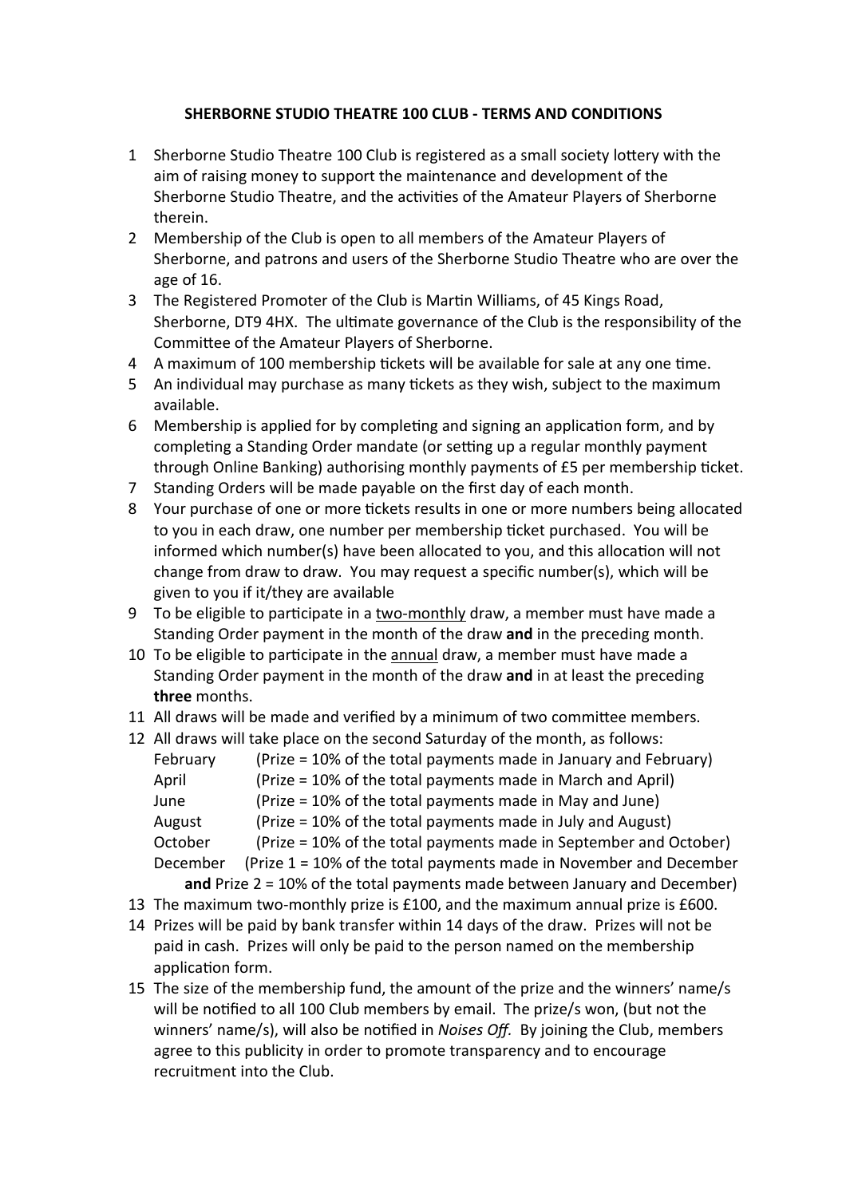# SHERBORNE STUDIO THEATRE 100 CLUB - TERMS AND CONDITIONS

1. Sherborne Studio Theatre 100 Club is registered as a small society lottery with the aim of raising money to support the maintenance and development of the Sherborne Studio Theatre, and the activities of the Amateur Players of Sherborne therein.
2. Membership of the Club is open to all members of the Amateur Players of Sherborne, and patrons and users of the Sherborne Studio Theatre who are over the age of 16.
3. The Registered Promoter of the Club is Martin Williams, of 45 Kings Road, Sherborne, DT9 4HX. The ultimate governance of the Club is the responsibility of the Committee of the Amateur Players of Sherborne.
4. A maximum of 100 membership tickets will be available for sale at any one time.
5. An individual may purchase as many tickets as they wish, subject to the maximum available.
6. Membership is applied for by completing and signing an application form, and by completing a Standing Order mandate (or setting up a regular monthly payment through Online Banking) authorising monthly payments of £5 per membership ticket.
7. Standing Orders will be made payable on the first day of each month.
8. Your purchase of one or more tickets results in one or more numbers being allocated to you in each draw, one number per membership ticket purchased. You will be informed which number(s) have been allocated to you, and this allocation will not change from draw to draw. You may request a specific number(s), which will be given to you if it/they are available
9. To be eligible to participate in a <u>two-monthly</u> draw, a member must have made a Standing Order payment in the month of the draw **and** in the preceding month.
10. To be eligible to participate in the <u>annual</u> draw, a member must have made a Standing Order payment in the month of the draw **and** in at least the preceding **three** months.
11. All draws will be made and verified by a minimum of two committee members.
12. All draws will take place on the second Saturday of the month, as follows:
    - February (Prize = 10% of the total payments made in January and February)
    - April (Prize = 10% of the total payments made in March and April)
    - June (Prize = 10% of the total payments made in May and June)
    - August (Prize = 10% of the total payments made in July and August)
    - October (Prize = 10% of the total payments made in September and October)
    - December (Prize 1 = 10% of the total payments made in November and December **and** Prize 2 = 10% of the total payments made between January and December)
13. The maximum two-monthly prize is £100, and the maximum annual prize is £600.
14. Prizes will be paid by bank transfer within 14 days of the draw. Prizes will not be paid in cash. Prizes will only be paid to the person named on the membership application form.
15. The size of the membership fund, the amount of the prize and the winners' name/s will be notified to all 100 Club members by email. The prize/s won, (but not the winners' name/s), will also be notified in *Noises Off.* By joining the Club, members agree to this publicity in order to promote transparency and to encourage recruitment into the Club.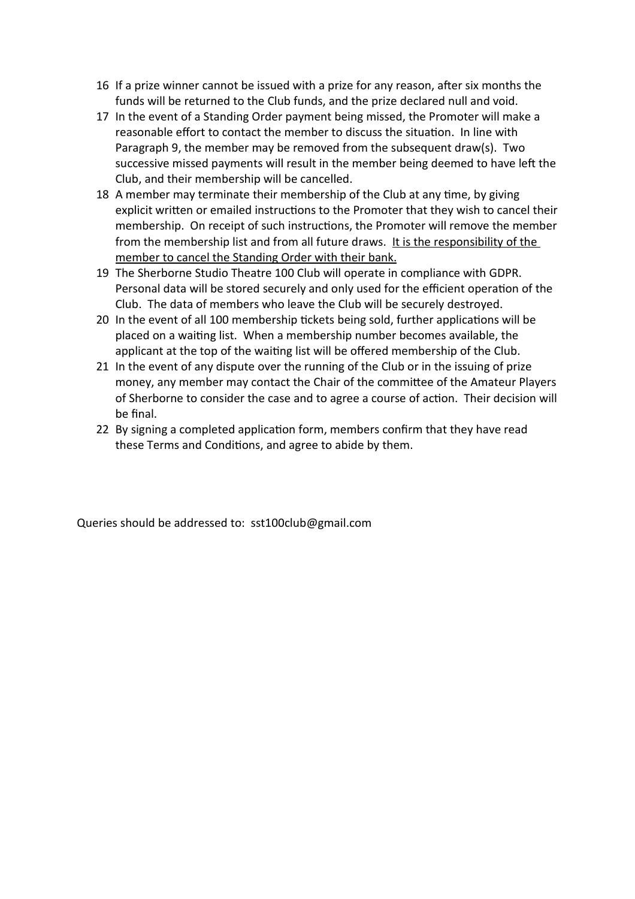16. If a prize winner cannot be issued with a prize for any reason, after six months the funds will be returned to the Club funds, and the prize declared null and void.
17. In the event of a Standing Order payment being missed, the Promoter will make a reasonable effort to contact the member to discuss the situation. In line with Paragraph 9, the member may be removed from the subsequent draw(s). Two successive missed payments will result in the member being deemed to have left the Club, and their membership will be cancelled.
18. A member may terminate their membership of the Club at any time, by giving explicit written or emailed instructions to the Promoter that they wish to cancel their membership. On receipt of such instructions, the Promoter will remove the member from the membership list and from all future draws. <u>It is the responsibility of the member to cancel the Standing Order with their bank.</u>
19. The Sherborne Studio Theatre 100 Club will operate in compliance with GDPR. Personal data will be stored securely and only used for the efficient operation of the Club. The data of members who leave the Club will be securely destroyed.
20. In the event of all 100 membership tickets being sold, further applications will be placed on a waiting list. When a membership number becomes available, the applicant at the top of the waiting list will be offered membership of the Club.
21. In the event of any dispute over the running of the Club or in the issuing of prize money, any member may contact the Chair of the committee of the Amateur Players of Sherborne to consider the case and to agree a course of action. Their decision will be final.
22. By signing a completed application form, members confirm that they have read these Terms and Conditions, and agree to abide by them.

Queries should be addressed to: sst100club@gmail.com